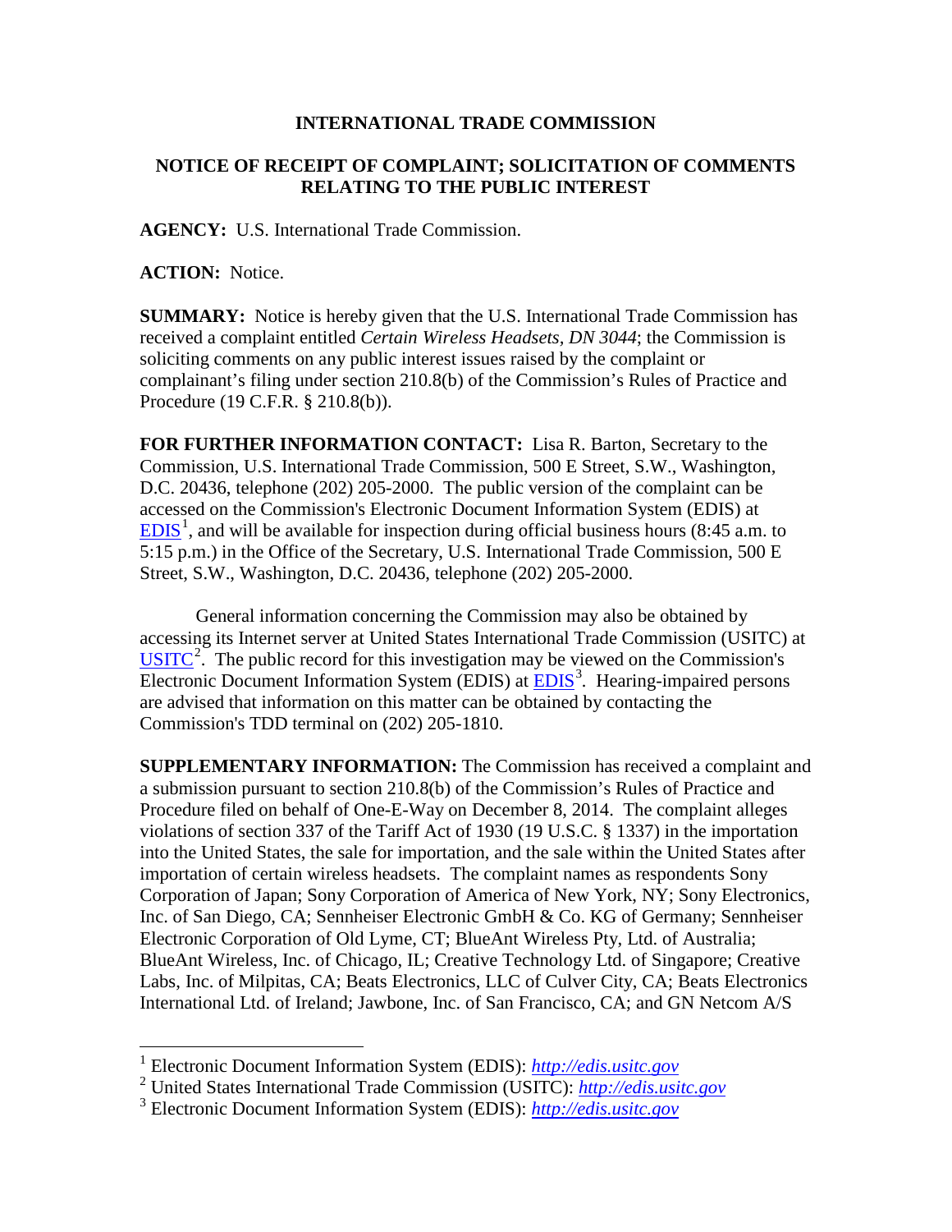**INTERNATIONAL TRADE COMMISSION**

**NOTICE OF RECEIPT OF COMPLAINT; SOLICITATION OF COMMENTS RELATING TO THE PUBLIC INTEREST**

**AGENCY:** U.S. International Trade Commission.

**ACTION:** Notice.

**SUMMARY:** Notice is hereby given that the U.S. International Trade Commission has received a complaint entitled *Certain Wireless Headsets, DN 3044*; the Commission is soliciting comments on any public interest issues raised by the complaint or complainant's filing under section 210.8(b) of the Commission's Rules of Practice and Procedure (19 C.F.R. § 210.8(b)).

**FOR FURTHER INFORMATION CONTACT:** Lisa R. Barton, Secretary to the Commission, U.S. International Trade Commission, 500 E Street, S.W., Washington, D.C. 20436, telephone (202) 205-2000. The public version of the complaint can be accessed on the Commission's Electronic Document Information System (EDIS) at EDIS[1], and will be available for inspection during official business hours (8:45 a.m. to 5:15 p.m.) in the Office of the Secretary, U.S. International Trade Commission, 500 E Street, S.W., Washington, D.C. 20436, telephone (202) 205-2000.

General information concerning the Commission may also be obtained by accessing its Internet server at United States International Trade Commission (USITC) at USITC[2]. The public record for this investigation may be viewed on the Commission's Electronic Document Information System (EDIS) at EDIS[3]. Hearing-impaired persons are advised that information on this matter can be obtained by contacting the Commission's TDD terminal on (202) 205-1810.

**SUPPLEMENTARY INFORMATION:** The Commission has received a complaint and a submission pursuant to section 210.8(b) of the Commission's Rules of Practice and Procedure filed on behalf of One-E-Way on December 8, 2014. The complaint alleges violations of section 337 of the Tariff Act of 1930 (19 U.S.C. § 1337) in the importation into the United States, the sale for importation, and the sale within the United States after importation of certain wireless headsets. The complaint names as respondents Sony Corporation of Japan; Sony Corporation of America of New York, NY; Sony Electronics, Inc. of San Diego, CA; Sennheiser Electronic GmbH & Co. KG of Germany; Sennheiser Electronic Corporation of Old Lyme, CT; BlueAnt Wireless Pty, Ltd. of Australia; BlueAnt Wireless, Inc. of Chicago, IL; Creative Technology Ltd. of Singapore; Creative Labs, Inc. of Milpitas, CA; Beats Electronics, LLC of Culver City, CA; Beats Electronics International Ltd. of Ireland; Jawbone, Inc. of San Francisco, CA; and GN Netcom A/S

---

[1] Electronic Document Information System (EDIS): *http://edis.usitc.gov*

[2] United States International Trade Commission (USITC): *http://edis.usitc.gov*

[3] Electronic Document Information System (EDIS): *http://edis.usitc.gov*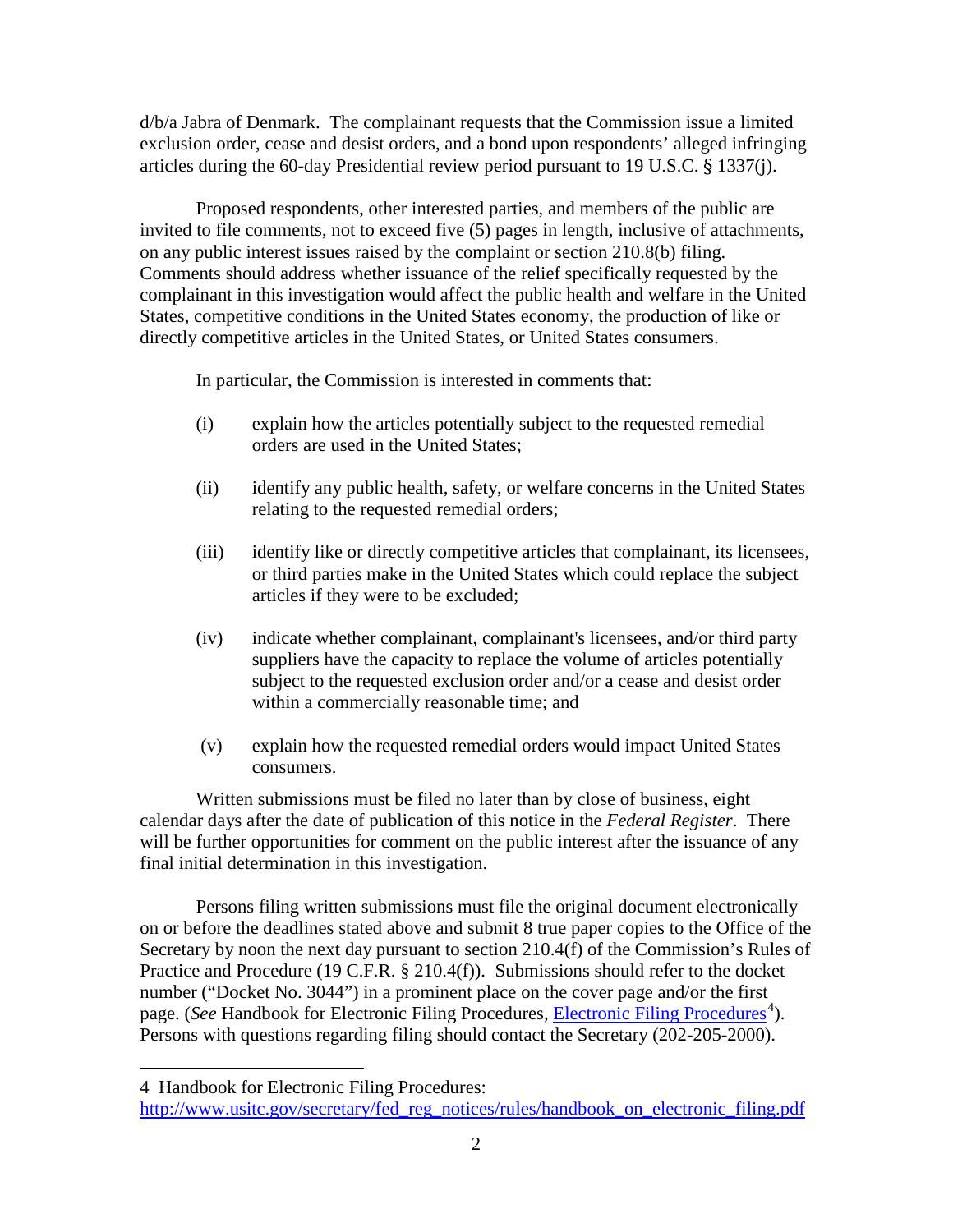d/b/a Jabra of Denmark. The complainant requests that the Commission issue a limited exclusion order, cease and desist orders, and a bond upon respondents' alleged infringing articles during the 60-day Presidential review period pursuant to 19 U.S.C. § 1337(j).

Proposed respondents, other interested parties, and members of the public are invited to file comments, not to exceed five (5) pages in length, inclusive of attachments, on any public interest issues raised by the complaint or section 210.8(b) filing. Comments should address whether issuance of the relief specifically requested by the complainant in this investigation would affect the public health and welfare in the United States, competitive conditions in the United States economy, the production of like or directly competitive articles in the United States, or United States consumers.

In particular, the Commission is interested in comments that:

(i) explain how the articles potentially subject to the requested remedial orders are used in the United States;

(ii) identify any public health, safety, or welfare concerns in the United States relating to the requested remedial orders;

(iii) identify like or directly competitive articles that complainant, its licensees, or third parties make in the United States which could replace the subject articles if they were to be excluded;

(iv) indicate whether complainant, complainant's licensees, and/or third party suppliers have the capacity to replace the volume of articles potentially subject to the requested exclusion order and/or a cease and desist order within a commercially reasonable time; and

(v) explain how the requested remedial orders would impact United States consumers.

Written submissions must be filed no later than by close of business, eight calendar days after the date of publication of this notice in the *Federal Register*. There will be further opportunities for comment on the public interest after the issuance of any final initial determination in this investigation.

Persons filing written submissions must file the original document electronically on or before the deadlines stated above and submit 8 true paper copies to the Office of the Secretary by noon the next day pursuant to section 210.4(f) of the Commission's Rules of Practice and Procedure (19 C.F.R. § 210.4(f)). Submissions should refer to the docket number ("Docket No. 3044") in a prominent place on the cover page and/or the first page. (*See* Handbook for Electronic Filing Procedures, Electronic Filing Procedures[4]). Persons with questions regarding filing should contact the Secretary (202-205-2000).

---

4 Handbook for Electronic Filing Procedures: http://www.usitc.gov/secretary/fed_reg_notices/rules/handbook_on_electronic_filing.pdf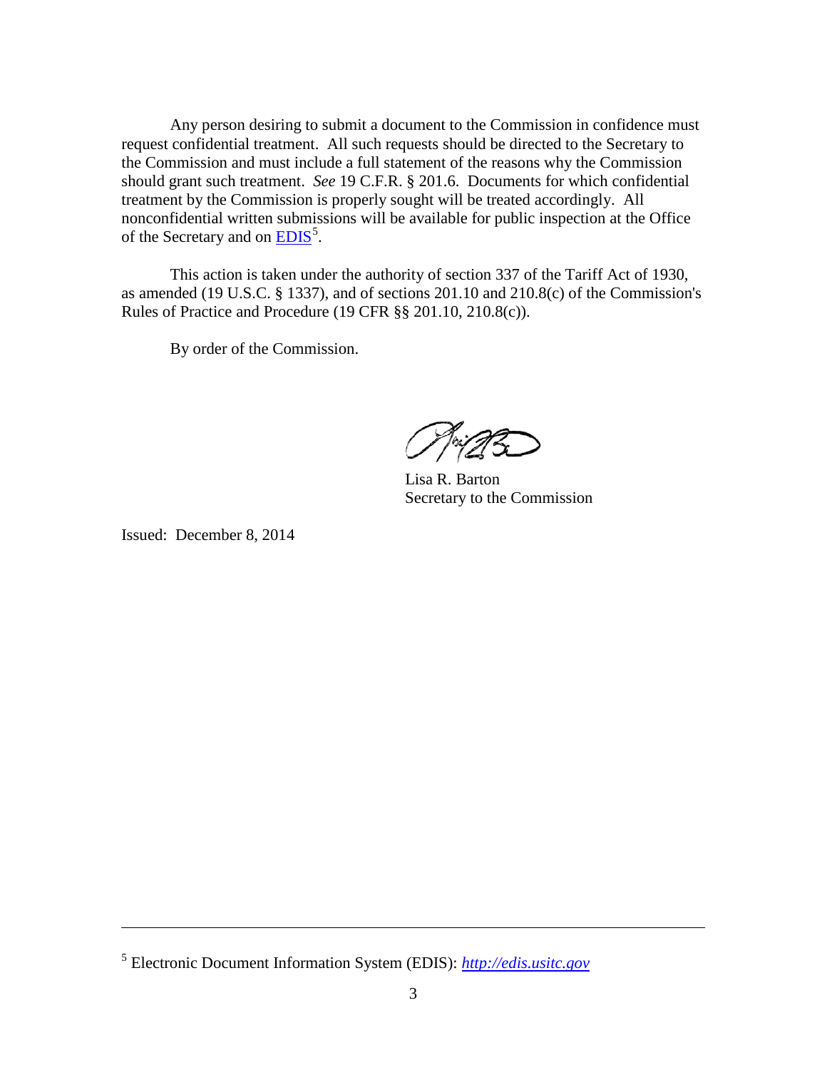Any person desiring to submit a document to the Commission in confidence must request confidential treatment. All such requests should be directed to the Secretary to the Commission and must include a full statement of the reasons why the Commission should grant such treatment. *See* 19 C.F.R. § 201.6. Documents for which confidential treatment by the Commission is properly sought will be treated accordingly. All nonconfidential written submissions will be available for public inspection at the Office of the Secretary and on EDIS[5].

This action is taken under the authority of section 337 of the Tariff Act of 1930, as amended (19 U.S.C. § 1337), and of sections 201.10 and 210.8(c) of the Commission's Rules of Practice and Procedure (19 CFR §§ 201.10, 210.8(c)).

By order of the Commission.

Lisa R. Barton
Secretary to the Commission

Issued: December 8, 2014

---

[5] Electronic Document Information System (EDIS): *http://edis.usitc.gov*